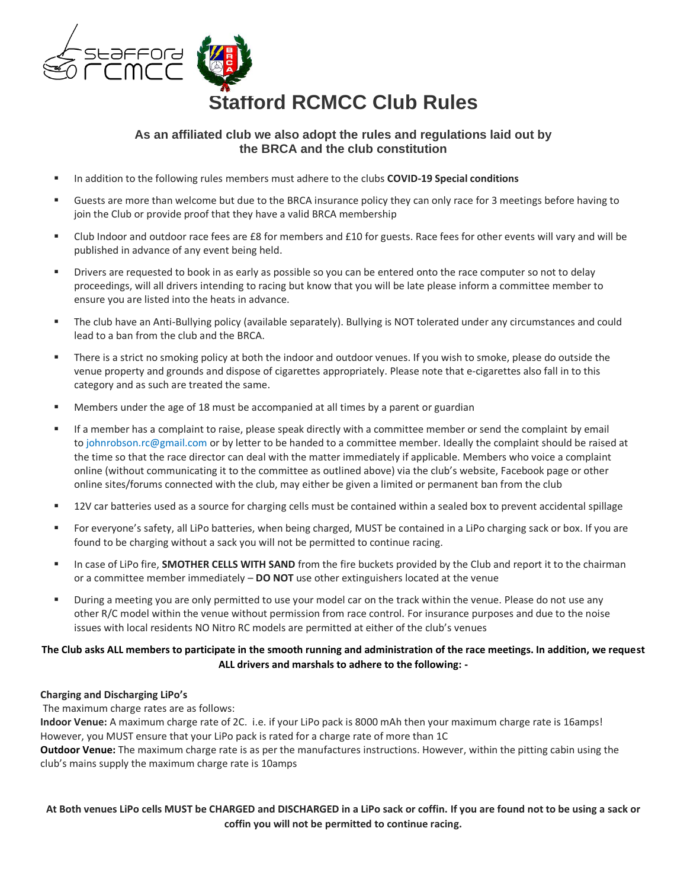# Stafford RCMCC Club Rules

**As an affiliated club we also adopt the rules and regulations laid out by the BRCA and the club constitution**

- In addition to the following rules members must adhere to the clubs **COVID-19 Special conditions**
- Guests are more than welcome but due to the BRCA insurance policy they can only race for 3 meetings before having to join the Club or provide proof that they have a valid BRCA membership
- Club Indoor and outdoor race fees are £8 for members and £10 for guests. Race fees for other events will vary and will be published in advance of any event being held.
- Drivers are requested to book in as early as possible so you can be entered onto the race computer so not to delay proceedings, will all drivers intending to racing but know that you will be late please inform a committee member to ensure you are listed into the heats in advance.
- The club have an Anti-Bullying policy (available separately). Bullying is NOT tolerated under any circumstances and could lead to a ban from the club and the BRCA.
- There is a strict no smoking policy at both the indoor and outdoor venues. If you wish to smoke, please do outside the venue property and grounds and dispose of cigarettes appropriately. Please note that e-cigarettes also fall in to this category and as such are treated the same.
- Members under the age of 18 must be accompanied at all times by a parent or guardian
- If a member has a complaint to raise, please speak directly with a committee member or send the complaint by email to johnrobson.rc@gmail.com or by letter to be handed to a committee member. Ideally the complaint should be raised at the time so that the race director can deal with the matter immediately if applicable. Members who voice a complaint online (without communicating it to the committee as outlined above) via the club's website, Facebook page or other online sites/forums connected with the club, may either be given a limited or permanent ban from the club
- 12V car batteries used as a source for charging cells must be contained within a sealed box to prevent accidental spillage
- For everyone's safety, all LiPo batteries, when being charged, MUST be contained in a LiPo charging sack or box. If you are found to be charging without a sack you will not be permitted to continue racing.
- In case of LiPo fire, **SMOTHER CELLS WITH SAND** from the fire buckets provided by the Club and report it to the chairman or a committee member immediately – **DO NOT** use other extinguishers located at the venue
- During a meeting you are only permitted to use your model car on the track within the venue. Please do not use any other R/C model within the venue without permission from race control. For insurance purposes and due to the noise issues with local residents NO Nitro RC models are permitted at either of the club's venues

**The Club asks ALL members to participate in the smooth running and administration of the race meetings. In addition, we request ALL drivers and marshals to adhere to the following: -**

**Charging and Discharging LiPo's**

The maximum charge rates are as follows:

**Indoor Venue:** A maximum charge rate of 2C. i.e. if your LiPo pack is 8000 mAh then your maximum charge rate is 16amps! However, you MUST ensure that your LiPo pack is rated for a charge rate of more than 1C

**Outdoor Venue:** The maximum charge rate is as per the manufactures instructions. However, within the pitting cabin using the club's mains supply the maximum charge rate is 10amps

**At Both venues LiPo cells MUST be CHARGED and DISCHARGED in a LiPo sack or coffin. If you are found not to be using a sack or coffin you will not be permitted to continue racing.**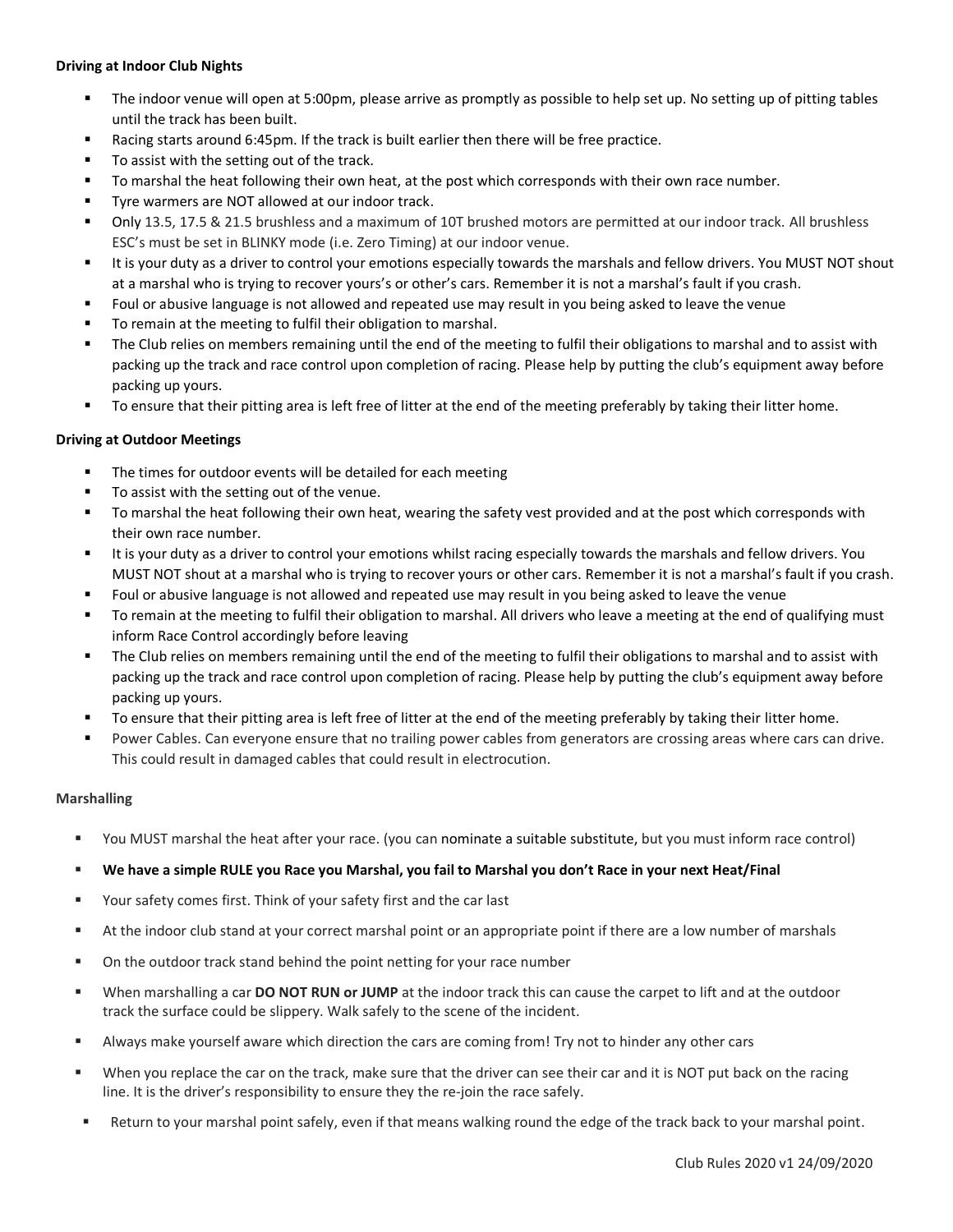**Driving at Indoor Club Nights**

- The indoor venue will open at 5:00pm, please arrive as promptly as possible to help set up. No setting up of pitting tables until the track has been built.
- Racing starts around 6:45pm. If the track is built earlier then there will be free practice.
- To assist with the setting out of the track.
- To marshal the heat following their own heat, at the post which corresponds with their own race number.
- Tyre warmers are NOT allowed at our indoor track.
- Only 13.5, 17.5 & 21.5 brushless and a maximum of 10T brushed motors are permitted at our indoor track. All brushless ESC's must be set in BLINKY mode (i.e. Zero Timing) at our indoor venue.
- It is your duty as a driver to control your emotions especially towards the marshals and fellow drivers. You MUST NOT shout at a marshal who is trying to recover yours's or other's cars. Remember it is not a marshal's fault if you crash.
- Foul or abusive language is not allowed and repeated use may result in you being asked to leave the venue
- To remain at the meeting to fulfil their obligation to marshal.
- The Club relies on members remaining until the end of the meeting to fulfil their obligations to marshal and to assist with packing up the track and race control upon completion of racing. Please help by putting the club's equipment away before packing up yours.
- To ensure that their pitting area is left free of litter at the end of the meeting preferably by taking their litter home.

**Driving at Outdoor Meetings**

- The times for outdoor events will be detailed for each meeting
- To assist with the setting out of the venue.
- To marshal the heat following their own heat, wearing the safety vest provided and at the post which corresponds with their own race number.
- It is your duty as a driver to control your emotions whilst racing especially towards the marshals and fellow drivers. You MUST NOT shout at a marshal who is trying to recover yours or other cars. Remember it is not a marshal's fault if you crash.
- Foul or abusive language is not allowed and repeated use may result in you being asked to leave the venue
- To remain at the meeting to fulfil their obligation to marshal. All drivers who leave a meeting at the end of qualifying must inform Race Control accordingly before leaving
- The Club relies on members remaining until the end of the meeting to fulfil their obligations to marshal and to assist with packing up the track and race control upon completion of racing. Please help by putting the club's equipment away before packing up yours.
- To ensure that their pitting area is left free of litter at the end of the meeting preferably by taking their litter home.
- Power Cables. Can everyone ensure that no trailing power cables from generators are crossing areas where cars can drive. This could result in damaged cables that could result in electrocution.

**Marshalling**

- You MUST marshal the heat after your race. (you can nominate a suitable substitute, but you must inform race control)
- **We have a simple RULE you Race you Marshal, you fail to Marshal you don't Race in your next Heat/Final**
- Your safety comes first. Think of your safety first and the car last
- At the indoor club stand at your correct marshal point or an appropriate point if there are a low number of marshals
- On the outdoor track stand behind the point netting for your race number
- When marshalling a car **DO NOT RUN or JUMP** at the indoor track this can cause the carpet to lift and at the outdoor track the surface could be slippery. Walk safely to the scene of the incident.
- Always make yourself aware which direction the cars are coming from! Try not to hinder any other cars
- When you replace the car on the track, make sure that the driver can see their car and it is NOT put back on the racing line. It is the driver's responsibility to ensure they the re-join the race safely.
- Return to your marshal point safely, even if that means walking round the edge of the track back to your marshal point.

Club Rules 2020 v1 24/09/2020